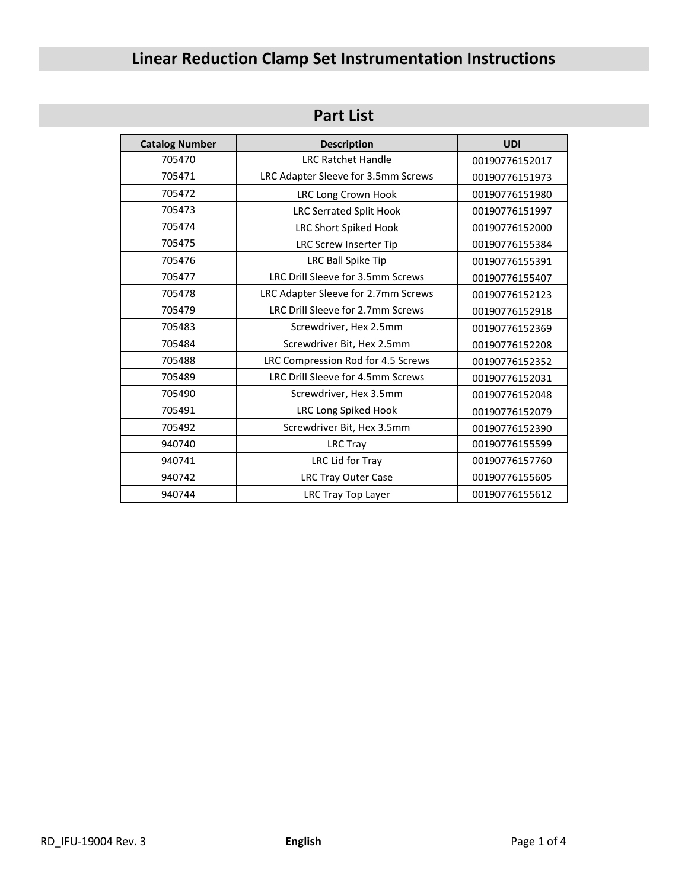# Linear Reduction Clamp Set Instrumentation Instructions

## Part List

| Catalog Number | Description | UDI |
|---|---|---|
| 705470 | LRC Ratchet Handle | 00190776152017 |
| 705471 | LRC Adapter Sleeve for 3.5mm Screws | 00190776151973 |
| 705472 | LRC Long Crown Hook | 00190776151980 |
| 705473 | LRC Serrated Split Hook | 00190776151997 |
| 705474 | LRC Short Spiked Hook | 00190776152000 |
| 705475 | LRC Screw Inserter Tip | 00190776155384 |
| 705476 | LRC Ball Spike Tip | 00190776155391 |
| 705477 | LRC Drill Sleeve for 3.5mm Screws | 00190776155407 |
| 705478 | LRC Adapter Sleeve for 2.7mm Screws | 00190776152123 |
| 705479 | LRC Drill Sleeve for 2.7mm Screws | 00190776152918 |
| 705483 | Screwdriver, Hex 2.5mm | 00190776152369 |
| 705484 | Screwdriver Bit, Hex 2.5mm | 00190776152208 |
| 705488 | LRC Compression Rod for 4.5 Screws | 00190776152352 |
| 705489 | LRC Drill Sleeve for 4.5mm Screws | 00190776152031 |
| 705490 | Screwdriver, Hex 3.5mm | 00190776152048 |
| 705491 | LRC Long Spiked Hook | 00190776152079 |
| 705492 | Screwdriver Bit, Hex 3.5mm | 00190776152390 |
| 940740 | LRC Tray | 00190776155599 |
| 940741 | LRC Lid for Tray | 00190776157760 |
| 940742 | LRC Tray Outer Case | 00190776155605 |
| 940744 | LRC Tray Top Layer | 00190776155612 |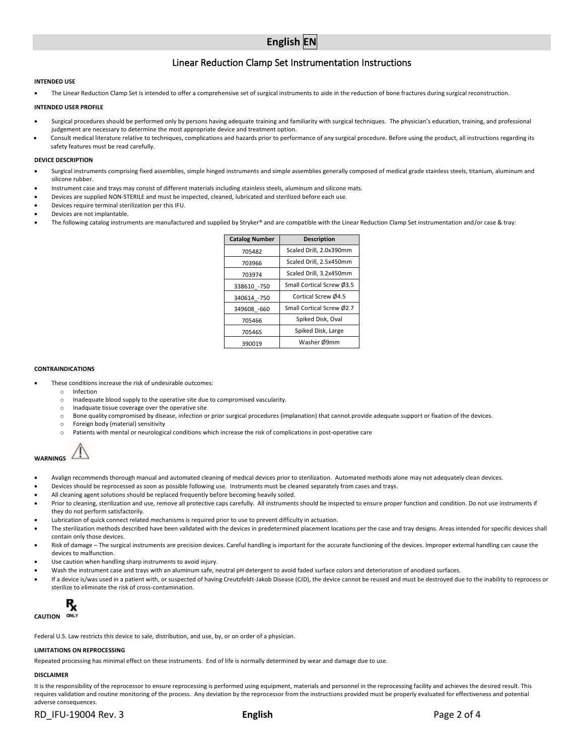# English EN

## Linear Reduction Clamp Set Instrumentation Instructions

**INTENDED USE**

- The Linear Reduction Clamp Set is intended to offer a comprehensive set of surgical instruments to aide in the reduction of bone fractures during surgical reconstruction.

**INTENDED USER PROFILE**

- Surgical procedures should be performed only by persons having adequate training and familiarity with surgical techniques. The physician's education, training, and professional judgement are necessary to determine the most appropriate device and treatment option.
- Consult medical literature relative to techniques, complications and hazards prior to performance of any surgical procedure. Before using the product, all instructions regarding its safety features must be read carefully.

**DEVICE DESCRIPTION**

- Surgical instruments comprising fixed assemblies, simple hinged instruments and simple assemblies generally composed of medical grade stainless steels, titanium, aluminum and silicone rubber.
- Instrument case and trays may consist of different materials including stainless steels, aluminum and silicone mats.
- Devices are supplied NON-STERILE and must be inspected, cleaned, lubricated and sterilized before each use.
- Devices require terminal sterilization per this IFU.
- Devices are not implantable.
- The following catalog instruments are manufactured and supplied by Stryker® and are compatible with the Linear Reduction Clamp Set instrumentation and/or case & tray:

| Catalog Number | Description |
|---|---|
| 705482 | Scaled Drill, 2.0x390mm |
| 703966 | Scaled Drill, 2.5x450mm |
| 703974 | Scaled Drill, 3.2x450mm |
| 338610_-750 | Small Cortical Screw Ø3.5 |
| 340614_-750 | Cortical Screw Ø4.5 |
| 349608_-660 | Small Cortical Screw Ø2.7 |
| 705466 | Spiked Disk, Oval |
| 705465 | Spiked Disk, Large |
| 390019 | Washer Ø9mm |

**CONTRAINDICATIONS**

- These conditions increase the risk of undesirable outcomes:
  - Infection
  - Inadequate blood supply to the operative site due to compromised vascularity.
  - Inadquate tissue coverage over the operative site
  - Bone quality compromised by disease, infection or prior surgical procedures (implanation) that cannot provide adequate support or fixation of the devices.
  - Foreign body (material) sensitivity
  - Patients with mental or neurological conditions which increase the risk of complications in post-operative care

**WARNINGS** ⚠

- Avalign recommends thorough manual and automated cleaning of medical devices prior to sterilization. Automated methods alone may not adequately clean devices.
- Devices should be reprocessed as soon as possible following use. Instruments must be cleaned separately from cases and trays.
- All cleaning agent solutions should be replaced frequently before becoming heavily soiled.
- Prior to cleaning, sterilization and use, remove all protective caps carefully. All instruments should be inspected to ensure proper function and condition. Do not use instruments if they do not perform satisfactorily.
- Lubrication of quick connect related mechanisms is required prior to use to prevent difficulty in actuation.
- The sterilization methods described have been validated with the devices in predetermined placement locations per the case and tray designs. Areas intended for specific devices shall contain only those devices.
- Risk of damage – The surgical instruments are precision devices. Careful handling is important for the accurate functioning of the devices. Improper external handling can cause the devices to malfunction.
- Use caution when handling sharp instruments to avoid injury.
- Wash the instrument case and trays with an aluminum safe, neutral pH detergent to avoid faded surface colors and deterioration of anodized surfaces.
- If a device is/was used in a patient with, or suspected of having Creutzfeldt-Jakob Disease (CJD), the device cannot be reused and must be destroyed due to the inability to reprocess or sterilize to eliminate the risk of cross-contamination.

**CAUTION** Rx ONLY

Federal U.S. Law restricts this device to sale, distribution, and use, by, or on order of a physician.

**LIMITATIONS ON REPROCESSING**

Repeated processing has minimal effect on these instruments. End of life is normally determined by wear and damage due to use.

**DISCLAIMER**

It is the responsibility of the reprocessor to ensure reprocessing is performed using equipment, materials and personnel in the reprocessing facility and achieves the desired result. This requires validation and routine monitoring of the process. Any deviation by the reprocessor from the instructions provided must be properly evaluated for effectiveness and potential adverse consequences.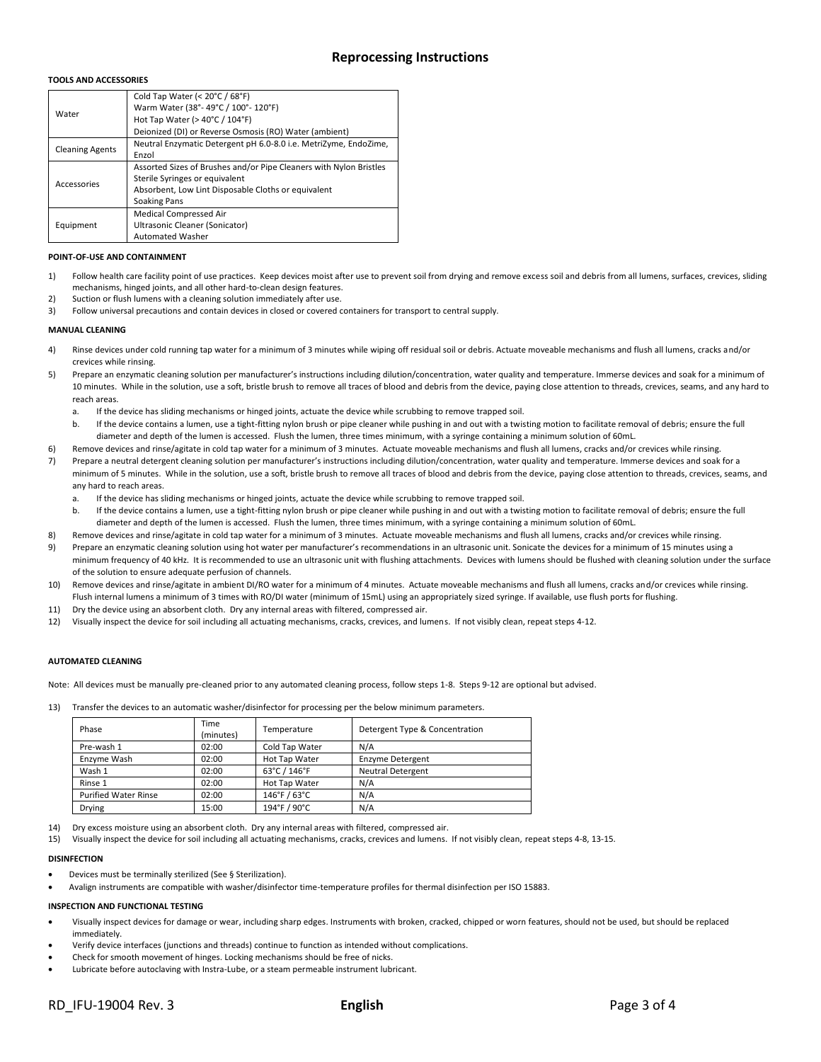# Reprocessing Instructions

**TOOLS AND ACCESSORIES**

| | |
|---|---|
| Water | Cold Tap Water (< 20°C / 68°F)<br>Warm Water (38°- 49°C / 100°- 120°F)<br>Hot Tap Water (> 40°C / 104°F)<br>Deionized (DI) or Reverse Osmosis (RO) Water (ambient) |
| Cleaning Agents | Neutral Enzymatic Detergent pH 6.0-8.0 i.e. MetriZyme, EndoZime, Enzol |
| Accessories | Assorted Sizes of Brushes and/or Pipe Cleaners with Nylon Bristles<br>Sterile Syringes or equivalent<br>Absorbent, Low Lint Disposable Cloths or equivalent<br>Soaking Pans |
| Equipment | Medical Compressed Air<br>Ultrasonic Cleaner (Sonicator)<br>Automated Washer |

**POINT-OF-USE AND CONTAINMENT**

1) Follow health care facility point of use practices. Keep devices moist after use to prevent soil from drying and remove excess soil and debris from all lumens, surfaces, crevices, sliding mechanisms, hinged joints, and all other hard-to-clean design features.
2) Suction or flush lumens with a cleaning solution immediately after use.
3) Follow universal precautions and contain devices in closed or covered containers for transport to central supply.

**MANUAL CLEANING**

4) Rinse devices under cold running tap water for a minimum of 3 minutes while wiping off residual soil or debris. Actuate moveable mechanisms and flush all lumens, cracks and/or crevices while rinsing.
5) Prepare an enzymatic cleaning solution per manufacturer's instructions including dilution/concentration, water quality and temperature. Immerse devices and soak for a minimum of 10 minutes. While in the solution, use a soft, bristle brush to remove all traces of blood and debris from the device, paying close attention to threads, crevices, seams, and any hard to reach areas.
   a. If the device has sliding mechanisms or hinged joints, actuate the device while scrubbing to remove trapped soil.
   b. If the device contains a lumen, use a tight-fitting nylon brush or pipe cleaner while pushing in and out with a twisting motion to facilitate removal of debris; ensure the full diameter and depth of the lumen is accessed. Flush the lumen, three times minimum, with a syringe containing a minimum solution of 60mL.
6) Remove devices and rinse/agitate in cold tap water for a minimum of 3 minutes. Actuate moveable mechanisms and flush all lumens, cracks and/or crevices while rinsing.
7) Prepare a neutral detergent cleaning solution per manufacturer's instructions including dilution/concentration, water quality and temperature. Immerse devices and soak for a minimum of 5 minutes. While in the solution, use a soft, bristle brush to remove all traces of blood and debris from the device, paying close attention to threads, crevices, seams, and any hard to reach areas.
   a. If the device has sliding mechanisms or hinged joints, actuate the device while scrubbing to remove trapped soil.
   b. If the device contains a lumen, use a tight-fitting nylon brush or pipe cleaner while pushing in and out with a twisting motion to facilitate removal of debris; ensure the full diameter and depth of the lumen is accessed. Flush the lumen, three times minimum, with a syringe containing a minimum solution of 60mL.
8) Remove devices and rinse/agitate in cold tap water for a minimum of 3 minutes. Actuate moveable mechanisms and flush all lumens, cracks and/or crevices while rinsing.
9) Prepare an enzymatic cleaning solution using hot water per manufacturer's recommendations in an ultrasonic unit. Sonicate the devices for a minimum of 15 minutes using a minimum frequency of 40 kHz. It is recommended to use an ultrasonic unit with flushing attachments. Devices with lumens should be flushed with cleaning solution under the surface of the solution to ensure adequate perfusion of channels.
10) Remove devices and rinse/agitate in ambient DI/RO water for a minimum of 4 minutes. Actuate moveable mechanisms and flush all lumens, cracks and/or crevices while rinsing. Flush internal lumens a minimum of 3 times with RO/DI water (minimum of 15mL) using an appropriately sized syringe. If available, use flush ports for flushing.
11) Dry the device using an absorbent cloth. Dry any internal areas with filtered, compressed air.
12) Visually inspect the device for soil including all actuating mechanisms, cracks, crevices, and lumens. If not visibly clean, repeat steps 4-12.

**AUTOMATED CLEANING**

Note: All devices must be manually pre-cleaned prior to any automated cleaning process, follow steps 1-8. Steps 9-12 are optional but advised.

13) Transfer the devices to an automatic washer/disinfector for processing per the below minimum parameters.

| Phase | Time (minutes) | Temperature | Detergent Type & Concentration |
|---|---|---|---|
| Pre-wash 1 | 02:00 | Cold Tap Water | N/A |
| Enzyme Wash | 02:00 | Hot Tap Water | Enzyme Detergent |
| Wash 1 | 02:00 | 63°C / 146°F | Neutral Detergent |
| Rinse 1 | 02:00 | Hot Tap Water | N/A |
| Purified Water Rinse | 02:00 | 146°F / 63°C | N/A |
| Drying | 15:00 | 194°F / 90°C | N/A |

14) Dry excess moisture using an absorbent cloth. Dry any internal areas with filtered, compressed air.
15) Visually inspect the device for soil including all actuating mechanisms, cracks, crevices and lumens. If not visibly clean, repeat steps 4-8, 13-15.

**DISINFECTION**

- Devices must be terminally sterilized (See § Sterilization).
- Avalign instruments are compatible with washer/disinfector time-temperature profiles for thermal disinfection per ISO 15883.

**INSPECTION AND FUNCTIONAL TESTING**

- Visually inspect devices for damage or wear, including sharp edges. Instruments with broken, cracked, chipped or worn features, should not be used, but should be replaced immediately.
- Verify device interfaces (junctions and threads) continue to function as intended without complications.
- Check for smooth movement of hinges. Locking mechanisms should be free of nicks.
- Lubricate before autoclaving with Instra-Lube, or a steam permeable instrument lubricant.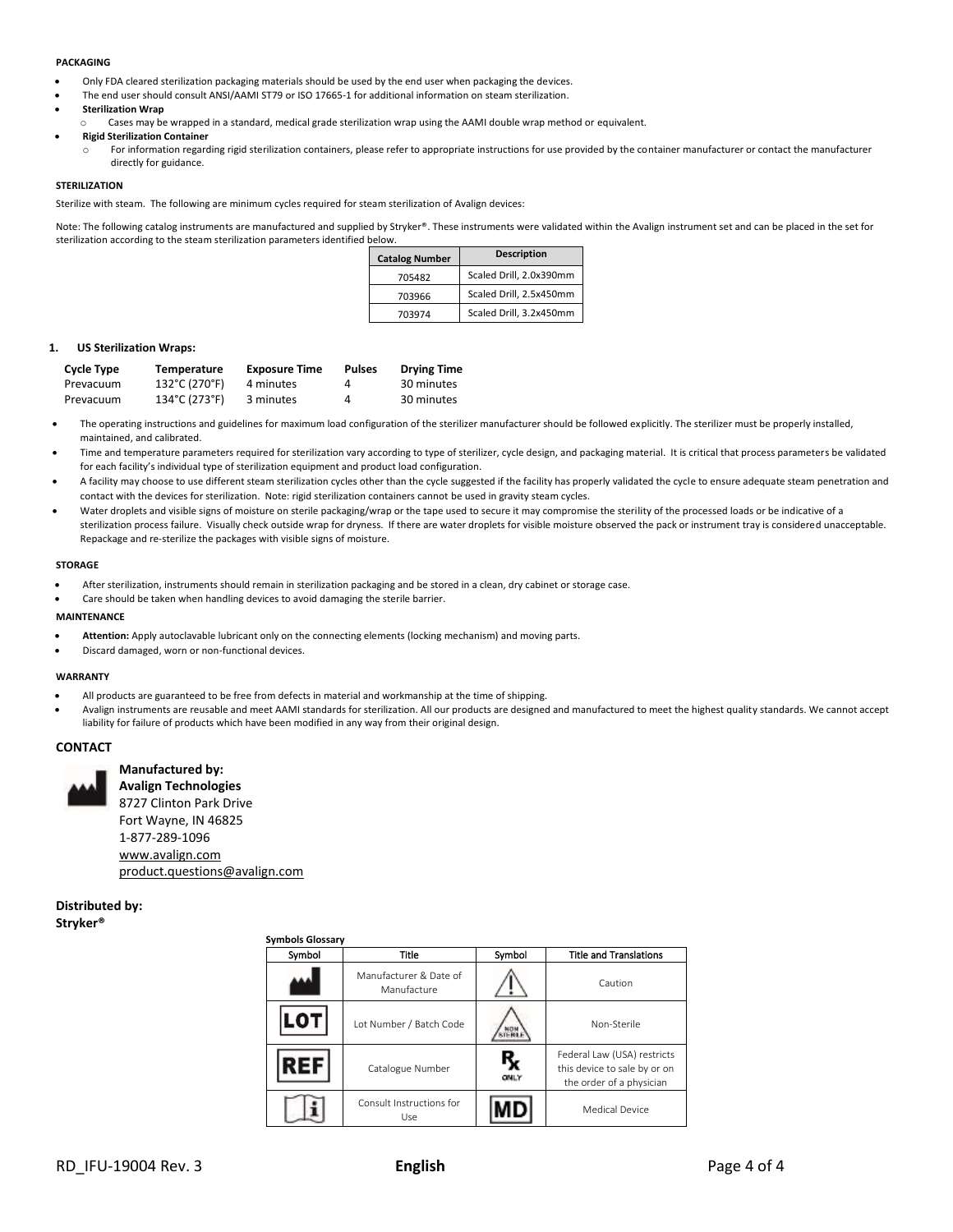**PACKAGING**

- Only FDA cleared sterilization packaging materials should be used by the end user when packaging the devices.
- The end user should consult ANSI/AAMI ST79 or ISO 17665-1 for additional information on steam sterilization.
- **Sterilization Wrap**
  - Cases may be wrapped in a standard, medical grade sterilization wrap using the AAMI double wrap method or equivalent.
- **Rigid Sterilization Container**
  - For information regarding rigid sterilization containers, please refer to appropriate instructions for use provided by the container manufacturer or contact the manufacturer directly for guidance.

**STERILIZATION**

Sterilize with steam. The following are minimum cycles required for steam sterilization of Avalign devices:

Note: The following catalog instruments are manufactured and supplied by Stryker®. These instruments were validated within the Avalign instrument set and can be placed in the set for sterilization according to the steam sterilization parameters identified below.

| Catalog Number | Description |
|---|---|
| 705482 | Scaled Drill, 2.0x390mm |
| 703966 | Scaled Drill, 2.5x450mm |
| 703974 | Scaled Drill, 3.2x450mm |

**1. US Sterilization Wraps:**

| Cycle Type | Temperature | Exposure Time | Pulses | Drying Time |
|---|---|---|---|---|
| Prevacuum | 132°C (270°F) | 4 minutes | 4 | 30 minutes |
| Prevacuum | 134°C (273°F) | 3 minutes | 4 | 30 minutes |

- The operating instructions and guidelines for maximum load configuration of the sterilizer manufacturer should be followed explicitly. The sterilizer must be properly installed, maintained, and calibrated.
- Time and temperature parameters required for sterilization vary according to type of sterilizer, cycle design, and packaging material. It is critical that process parameters be validated for each facility's individual type of sterilization equipment and product load configuration.
- A facility may choose to use different steam sterilization cycles other than the cycle suggested if the facility has properly validated the cycle to ensure adequate steam penetration and contact with the devices for sterilization. Note: rigid sterilization containers cannot be used in gravity steam cycles.
- Water droplets and visible signs of moisture on sterile packaging/wrap or the tape used to secure it may compromise the sterility of the processed loads or be indicative of a sterilization process failure. Visually check outside wrap for dryness. If there are water droplets for visible moisture observed the pack or instrument tray is considered unacceptable. Repackage and re-sterilize the packages with visible signs of moisture.

**STORAGE**

- After sterilization, instruments should remain in sterilization packaging and be stored in a clean, dry cabinet or storage case.
- Care should be taken when handling devices to avoid damaging the sterile barrier.

**MAINTENANCE**

- **Attention:** Apply autoclavable lubricant only on the connecting elements (locking mechanism) and moving parts.
- Discard damaged, worn or non-functional devices.

**WARRANTY**

- All products are guaranteed to be free from defects in material and workmanship at the time of shipping.
- Avalign instruments are reusable and meet AAMI standards for sterilization. All our products are designed and manufactured to meet the highest quality standards. We cannot accept liability for failure of products which have been modified in any way from their original design.

## CONTACT

**Manufactured by:**
**Avalign Technologies**
8727 Clinton Park Drive
Fort Wayne, IN 46825
1-877-289-1096
www.avalign.com
product.questions@avalign.com

**Distributed by:**
**Stryker®**

**Symbols Glossary**

| Symbol | Title | Symbol | Title and Translations |
|---|---|---|---|
| | Manufacturer & Date of Manufacture | | Caution |
| LOT | Lot Number / Batch Code | NON STERILE | Non-Sterile |
| REF | Catalogue Number | Rx ONLY | Federal Law (USA) restricts this device to sale by or on the order of a physician |
| | Consult Instructions for Use | MD | Medical Device |

RD_IFU-19004 Rev. 3 **English**